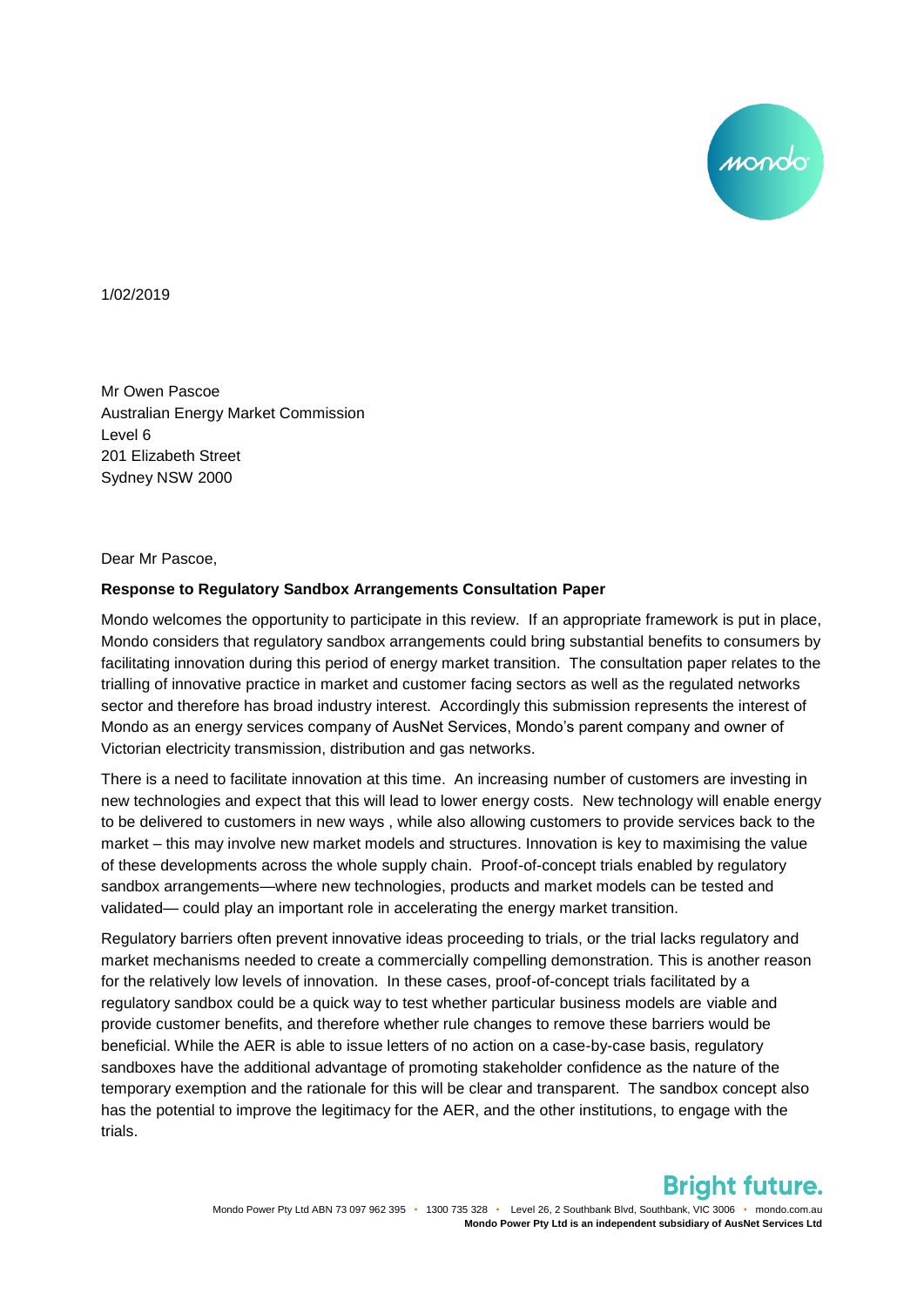1/02/2019

Mr Owen Pascoe
Australian Energy Market Commission
Level 6
201 Elizabeth Street
Sydney NSW 2000

Dear Mr Pascoe,

**Response to Regulatory Sandbox Arrangements Consultation Paper**

Mondo welcomes the opportunity to participate in this review. If an appropriate framework is put in place, Mondo considers that regulatory sandbox arrangements could bring substantial benefits to consumers by facilitating innovation during this period of energy market transition. The consultation paper relates to the trialling of innovative practice in market and customer facing sectors as well as the regulated networks sector and therefore has broad industry interest. Accordingly this submission represents the interest of Mondo as an energy services company of AusNet Services, Mondo's parent company and owner of Victorian electricity transmission, distribution and gas networks.

There is a need to facilitate innovation at this time. An increasing number of customers are investing in new technologies and expect that this will lead to lower energy costs. New technology will enable energy to be delivered to customers in new ways , while also allowing customers to provide services back to the market – this may involve new market models and structures. Innovation is key to maximising the value of these developments across the whole supply chain. Proof-of-concept trials enabled by regulatory sandbox arrangements—where new technologies, products and market models can be tested and validated— could play an important role in accelerating the energy market transition.

Regulatory barriers often prevent innovative ideas proceeding to trials, or the trial lacks regulatory and market mechanisms needed to create a commercially compelling demonstration. This is another reason for the relatively low levels of innovation. In these cases, proof-of-concept trials facilitated by a regulatory sandbox could be a quick way to test whether particular business models are viable and provide customer benefits, and therefore whether rule changes to remove these barriers would be beneficial. While the AER is able to issue letters of no action on a case-by-case basis, regulatory sandboxes have the additional advantage of promoting stakeholder confidence as the nature of the temporary exemption and the rationale for this will be clear and transparent. The sandbox concept also has the potential to improve the legitimacy for the AER, and the other institutions, to engage with the trials.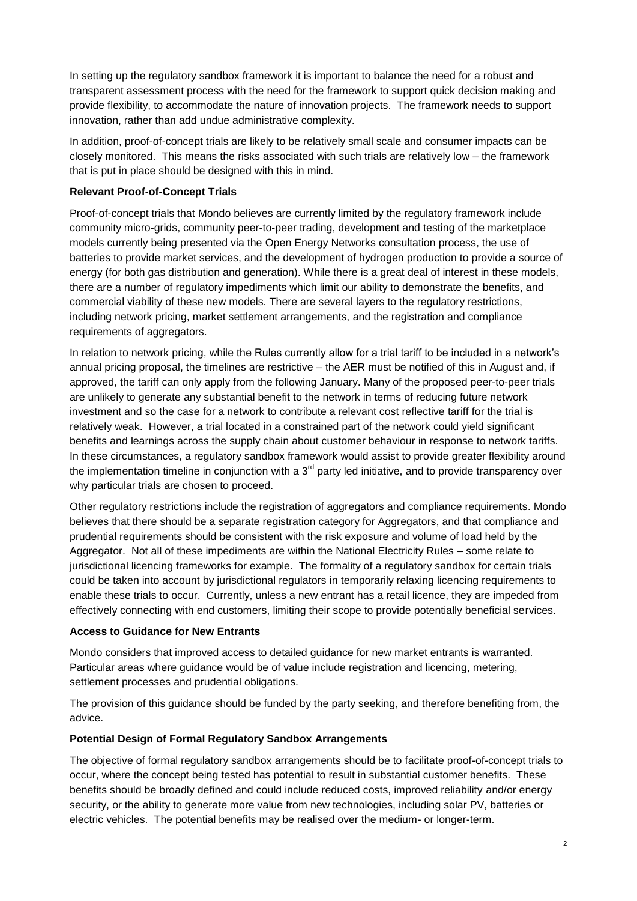In setting up the regulatory sandbox framework it is important to balance the need for a robust and transparent assessment process with the need for the framework to support quick decision making and provide flexibility, to accommodate the nature of innovation projects. The framework needs to support innovation, rather than add undue administrative complexity.

In addition, proof-of-concept trials are likely to be relatively small scale and consumer impacts can be closely monitored. This means the risks associated with such trials are relatively low – the framework that is put in place should be designed with this in mind.

**Relevant Proof-of-Concept Trials**

Proof-of-concept trials that Mondo believes are currently limited by the regulatory framework include community micro-grids, community peer-to-peer trading, development and testing of the marketplace models currently being presented via the Open Energy Networks consultation process, the use of batteries to provide market services, and the development of hydrogen production to provide a source of energy (for both gas distribution and generation). While there is a great deal of interest in these models, there are a number of regulatory impediments which limit our ability to demonstrate the benefits, and commercial viability of these new models. There are several layers to the regulatory restrictions, including network pricing, market settlement arrangements, and the registration and compliance requirements of aggregators.

In relation to network pricing, while the Rules currently allow for a trial tariff to be included in a network's annual pricing proposal, the timelines are restrictive – the AER must be notified of this in August and, if approved, the tariff can only apply from the following January. Many of the proposed peer-to-peer trials are unlikely to generate any substantial benefit to the network in terms of reducing future network investment and so the case for a network to contribute a relevant cost reflective tariff for the trial is relatively weak. However, a trial located in a constrained part of the network could yield significant benefits and learnings across the supply chain about customer behaviour in response to network tariffs. In these circumstances, a regulatory sandbox framework would assist to provide greater flexibility around the implementation timeline in conjunction with a 3rd party led initiative, and to provide transparency over why particular trials are chosen to proceed.

Other regulatory restrictions include the registration of aggregators and compliance requirements. Mondo believes that there should be a separate registration category for Aggregators, and that compliance and prudential requirements should be consistent with the risk exposure and volume of load held by the Aggregator. Not all of these impediments are within the National Electricity Rules – some relate to jurisdictional licencing frameworks for example. The formality of a regulatory sandbox for certain trials could be taken into account by jurisdictional regulators in temporarily relaxing licencing requirements to enable these trials to occur. Currently, unless a new entrant has a retail licence, they are impeded from effectively connecting with end customers, limiting their scope to provide potentially beneficial services.

**Access to Guidance for New Entrants**

Mondo considers that improved access to detailed guidance for new market entrants is warranted. Particular areas where guidance would be of value include registration and licencing, metering, settlement processes and prudential obligations.

The provision of this guidance should be funded by the party seeking, and therefore benefiting from, the advice.

**Potential Design of Formal Regulatory Sandbox Arrangements**

The objective of formal regulatory sandbox arrangements should be to facilitate proof-of-concept trials to occur, where the concept being tested has potential to result in substantial customer benefits. These benefits should be broadly defined and could include reduced costs, improved reliability and/or energy security, or the ability to generate more value from new technologies, including solar PV, batteries or electric vehicles. The potential benefits may be realised over the medium- or longer-term.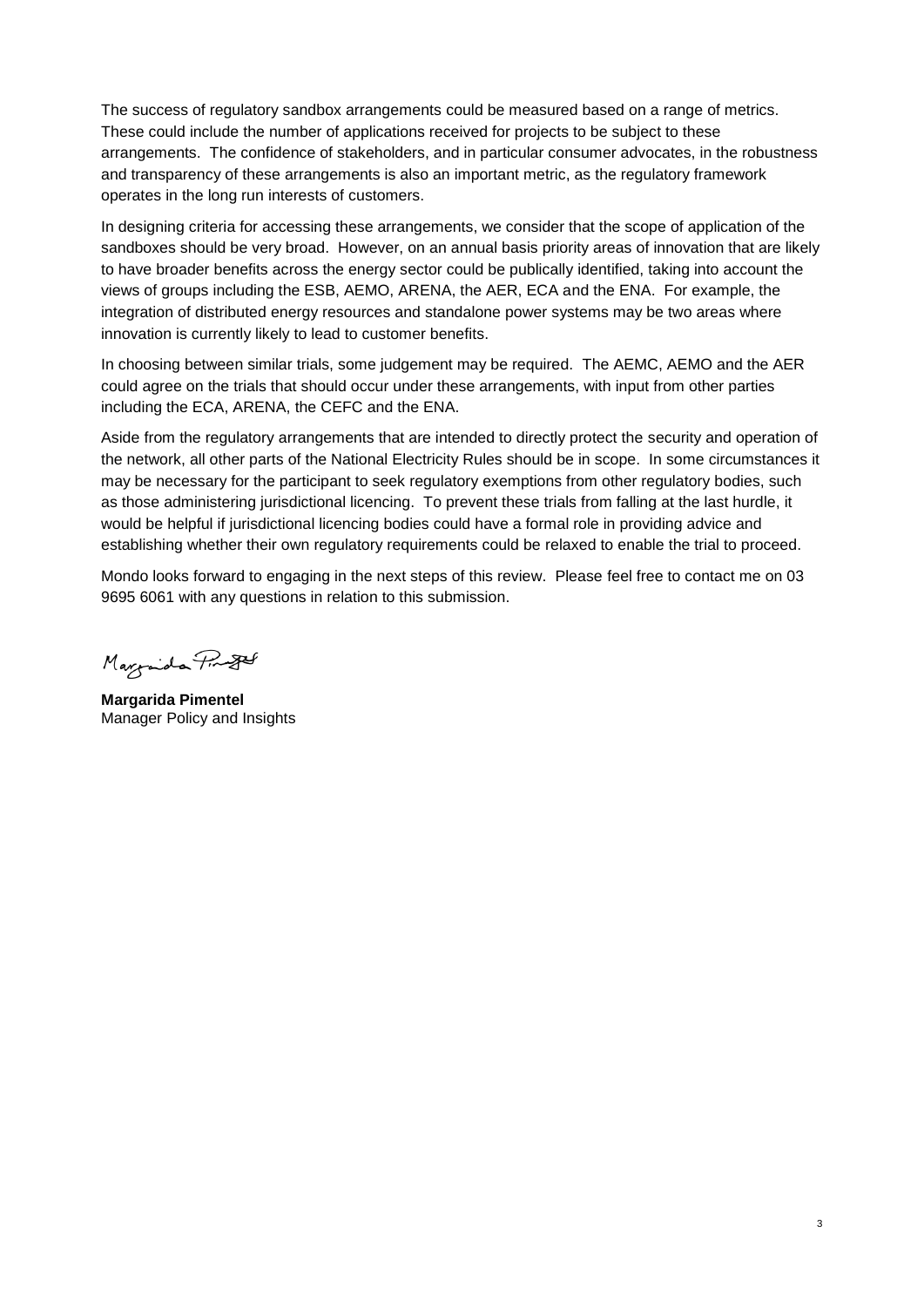The success of regulatory sandbox arrangements could be measured based on a range of metrics. These could include the number of applications received for projects to be subject to these arrangements. The confidence of stakeholders, and in particular consumer advocates, in the robustness and transparency of these arrangements is also an important metric, as the regulatory framework operates in the long run interests of customers.

In designing criteria for accessing these arrangements, we consider that the scope of application of the sandboxes should be very broad. However, on an annual basis priority areas of innovation that are likely to have broader benefits across the energy sector could be publically identified, taking into account the views of groups including the ESB, AEMO, ARENA, the AER, ECA and the ENA. For example, the integration of distributed energy resources and standalone power systems may be two areas where innovation is currently likely to lead to customer benefits.

In choosing between similar trials, some judgement may be required. The AEMC, AEMO and the AER could agree on the trials that should occur under these arrangements, with input from other parties including the ECA, ARENA, the CEFC and the ENA.

Aside from the regulatory arrangements that are intended to directly protect the security and operation of the network, all other parts of the National Electricity Rules should be in scope. In some circumstances it may be necessary for the participant to seek regulatory exemptions from other regulatory bodies, such as those administering jurisdictional licencing. To prevent these trials from falling at the last hurdle, it would be helpful if jurisdictional licencing bodies could have a formal role in providing advice and establishing whether their own regulatory requirements could be relaxed to enable the trial to proceed.

Mondo looks forward to engaging in the next steps of this review. Please feel free to contact me on 03 9695 6061 with any questions in relation to this submission.

**Margarida Pimentel**
Manager Policy and Insights